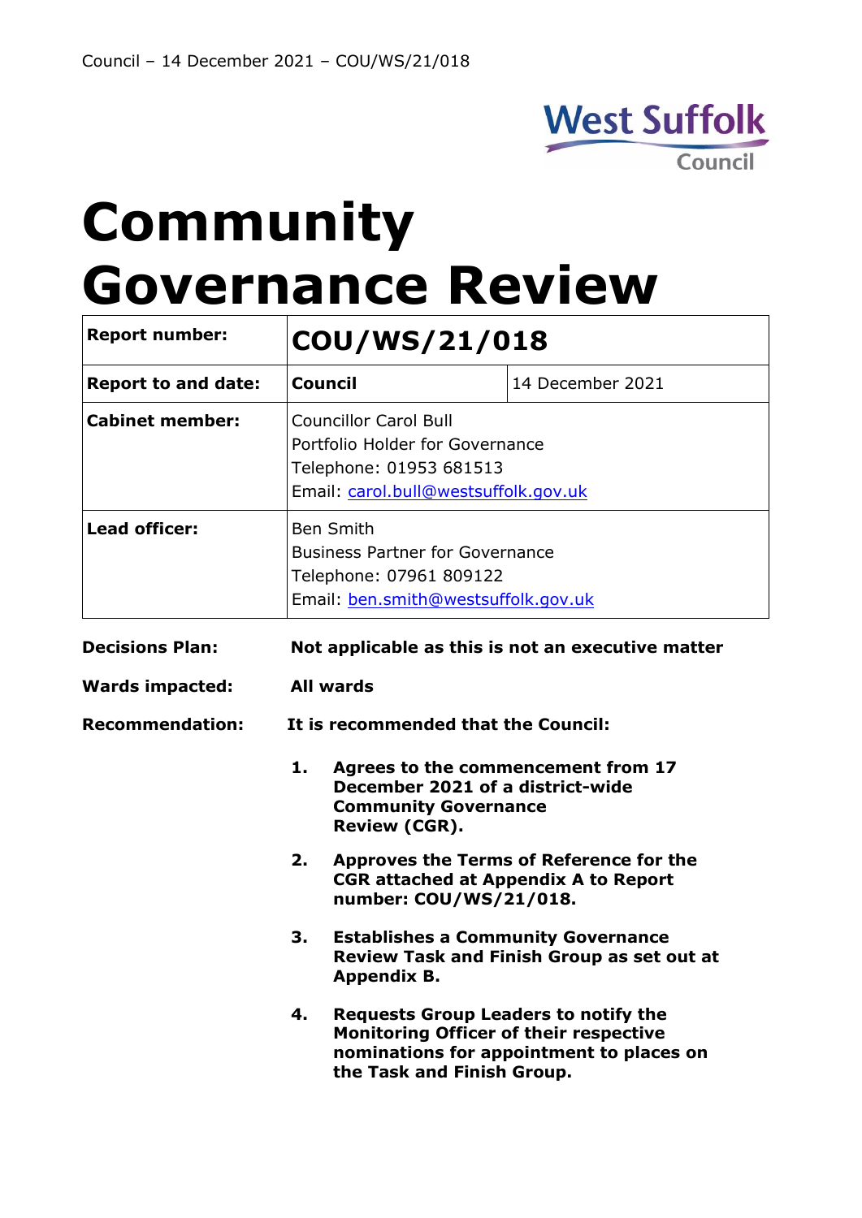# Community Governance Review

| Report number: | COU/WS/21/018 | |
|---|---|---|
| Report to and date: | Council | 14 December 2021 |
| Cabinet member: | Councillor Carol Bull<br>Portfolio Holder for Governance<br>Telephone: 01953 681513<br>Email: carol.bull@westsuffolk.gov.uk | |
| Lead officer: | Ben Smith<br>Business Partner for Governance<br>Telephone: 07961 809122<br>Email: ben.smith@westsuffolk.gov.uk | |

**Decisions Plan:** **Not applicable as this is not an executive matter**

**Wards impacted:** **All wards**

**Recommendation:** **It is recommended that the Council:**

1. **Agrees to the commencement from 17 December 2021 of a district-wide Community Governance Review (CGR).**
2. **Approves the Terms of Reference for the CGR attached at Appendix A to Report number: COU/WS/21/018.**
3. **Establishes a Community Governance Review Task and Finish Group as set out at Appendix B.**
4. **Requests Group Leaders to notify the Monitoring Officer of their respective nominations for appointment to places on the Task and Finish Group.**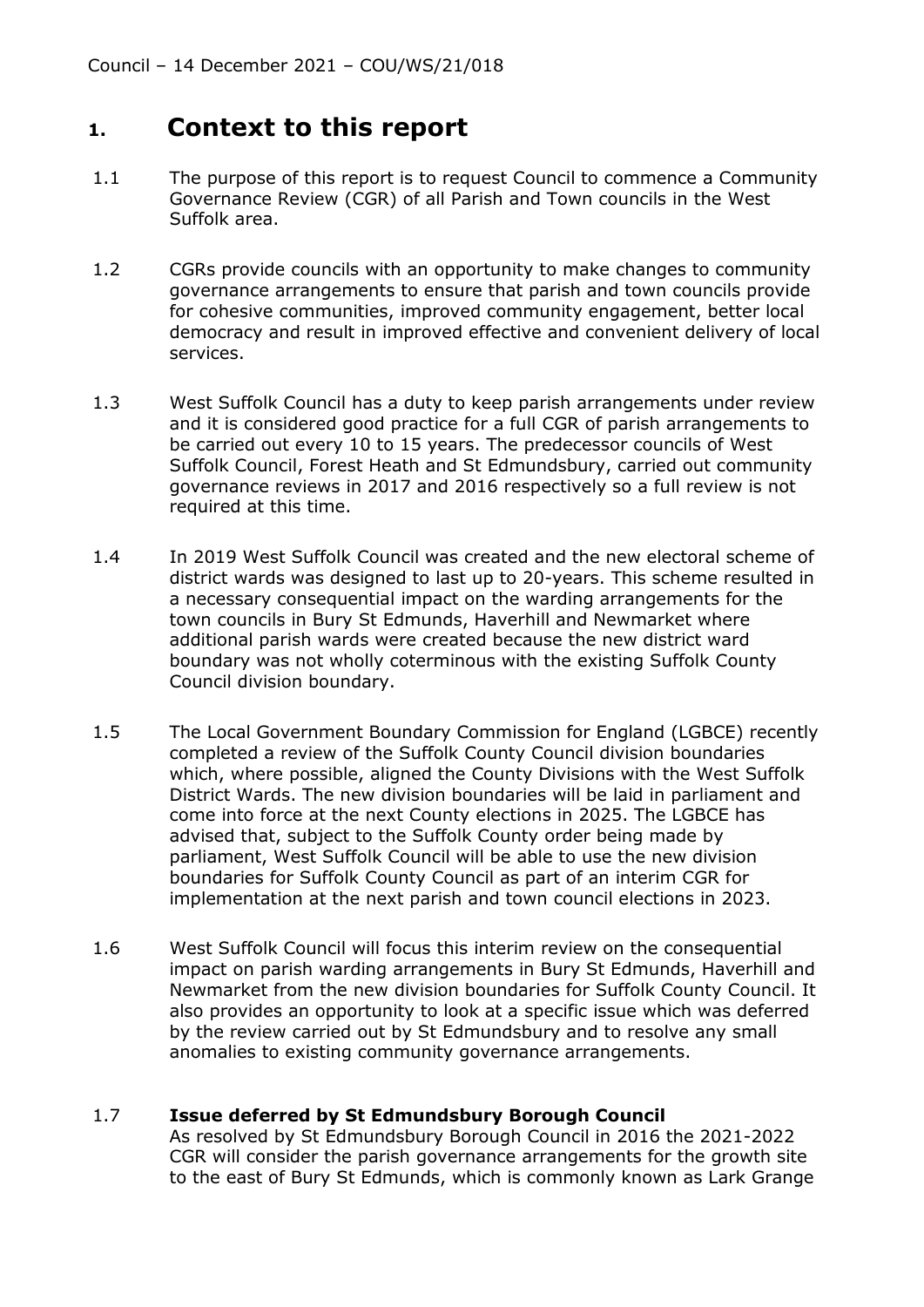# 1. Context to this report

1.1 The purpose of this report is to request Council to commence a Community Governance Review (CGR) of all Parish and Town councils in the West Suffolk area.

1.2 CGRs provide councils with an opportunity to make changes to community governance arrangements to ensure that parish and town councils provide for cohesive communities, improved community engagement, better local democracy and result in improved effective and convenient delivery of local services.

1.3 West Suffolk Council has a duty to keep parish arrangements under review and it is considered good practice for a full CGR of parish arrangements to be carried out every 10 to 15 years. The predecessor councils of West Suffolk Council, Forest Heath and St Edmundsbury, carried out community governance reviews in 2017 and 2016 respectively so a full review is not required at this time.

1.4 In 2019 West Suffolk Council was created and the new electoral scheme of district wards was designed to last up to 20-years. This scheme resulted in a necessary consequential impact on the warding arrangements for the town councils in Bury St Edmunds, Haverhill and Newmarket where additional parish wards were created because the new district ward boundary was not wholly coterminous with the existing Suffolk County Council division boundary.

1.5 The Local Government Boundary Commission for England (LGBCE) recently completed a review of the Suffolk County Council division boundaries which, where possible, aligned the County Divisions with the West Suffolk District Wards. The new division boundaries will be laid in parliament and come into force at the next County elections in 2025. The LGBCE has advised that, subject to the Suffolk County order being made by parliament, West Suffolk Council will be able to use the new division boundaries for Suffolk County Council as part of an interim CGR for implementation at the next parish and town council elections in 2023.

1.6 West Suffolk Council will focus this interim review on the consequential impact on parish warding arrangements in Bury St Edmunds, Haverhill and Newmarket from the new division boundaries for Suffolk County Council. It also provides an opportunity to look at a specific issue which was deferred by the review carried out by St Edmundsbury and to resolve any small anomalies to existing community governance arrangements.

1.7 **Issue deferred by St Edmundsbury Borough Council**
As resolved by St Edmundsbury Borough Council in 2016 the 2021-2022 CGR will consider the parish governance arrangements for the growth site to the east of Bury St Edmunds, which is commonly known as Lark Grange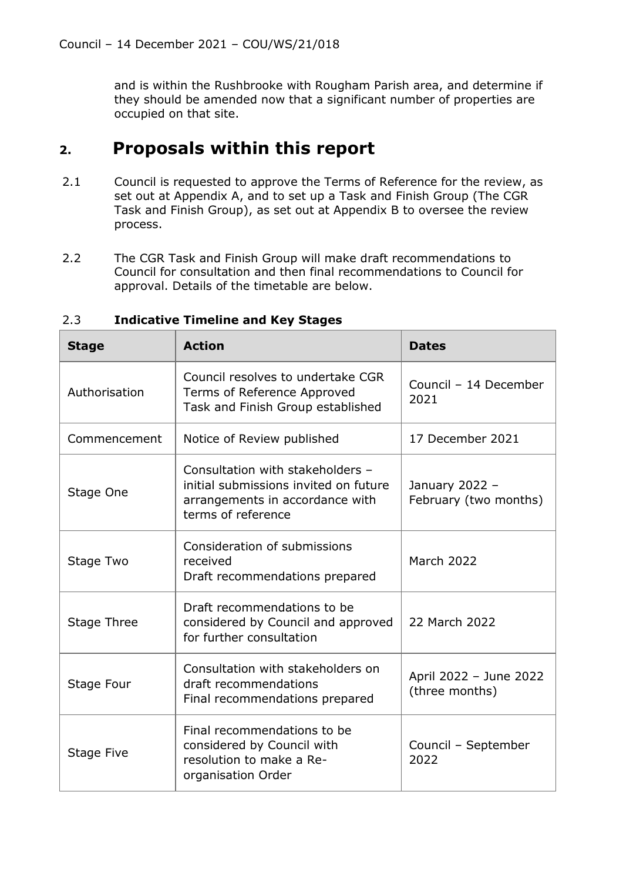and is within the Rushbrooke with Rougham Parish area, and determine if they should be amended now that a significant number of properties are occupied on that site.

## 2. Proposals within this report

2.1 Council is requested to approve the Terms of Reference for the review, as set out at Appendix A, and to set up a Task and Finish Group (The CGR Task and Finish Group), as set out at Appendix B to oversee the review process.

2.2 The CGR Task and Finish Group will make draft recommendations to Council for consultation and then final recommendations to Council for approval. Details of the timetable are below.

2.3 **Indicative Timeline and Key Stages**

| Stage | Action | Dates |
| --- | --- | --- |
| Authorisation | Council resolves to undertake CGR<br>Terms of Reference Approved<br>Task and Finish Group established | Council – 14 December 2021 |
| Commencement | Notice of Review published | 17 December 2021 |
| Stage One | Consultation with stakeholders – initial submissions invited on future arrangements in accordance with terms of reference | January 2022 – February (two months) |
| Stage Two | Consideration of submissions received<br>Draft recommendations prepared | March 2022 |
| Stage Three | Draft recommendations to be considered by Council and approved for further consultation | 22 March 2022 |
| Stage Four | Consultation with stakeholders on draft recommendations<br>Final recommendations prepared | April 2022 – June 2022 (three months) |
| Stage Five | Final recommendations to be considered by Council with resolution to make a Re-organisation Order | Council – September 2022 |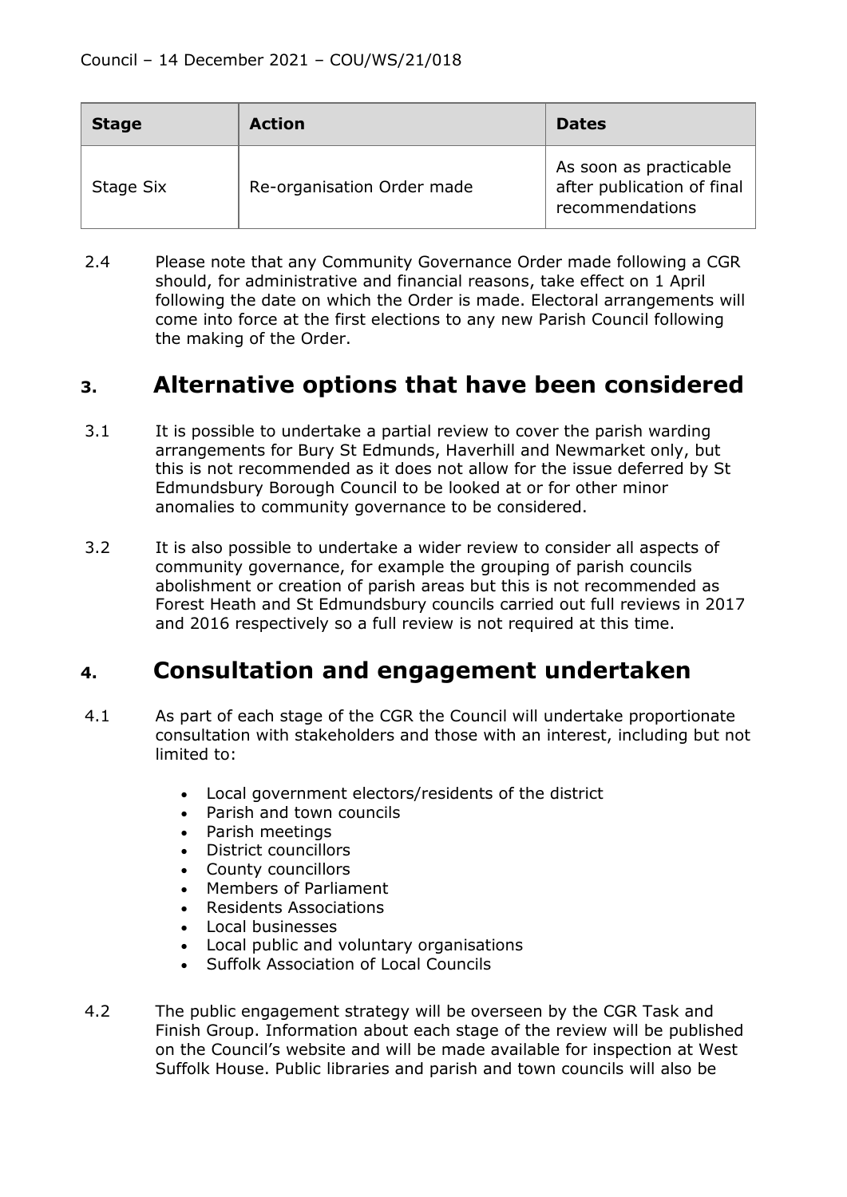| Stage | Action | Dates |
| --- | --- | --- |
| Stage Six | Re-organisation Order made | As soon as practicable after publication of final recommendations |

2.4 Please note that any Community Governance Order made following a CGR should, for administrative and financial reasons, take effect on 1 April following the date on which the Order is made. Electoral arrangements will come into force at the first elections to any new Parish Council following the making of the Order.

## 3. Alternative options that have been considered

3.1 It is possible to undertake a partial review to cover the parish warding arrangements for Bury St Edmunds, Haverhill and Newmarket only, but this is not recommended as it does not allow for the issue deferred by St Edmundsbury Borough Council to be looked at or for other minor anomalies to community governance to be considered.

3.2 It is also possible to undertake a wider review to consider all aspects of community governance, for example the grouping of parish councils abolishment or creation of parish areas but this is not recommended as Forest Heath and St Edmundsbury councils carried out full reviews in 2017 and 2016 respectively so a full review is not required at this time.

## 4. Consultation and engagement undertaken

4.1 As part of each stage of the CGR the Council will undertake proportionate consultation with stakeholders and those with an interest, including but not limited to:

- Local government electors/residents of the district
- Parish and town councils
- Parish meetings
- District councillors
- County councillors
- Members of Parliament
- Residents Associations
- Local businesses
- Local public and voluntary organisations
- Suffolk Association of Local Councils

4.2 The public engagement strategy will be overseen by the CGR Task and Finish Group. Information about each stage of the review will be published on the Council's website and will be made available for inspection at West Suffolk House. Public libraries and parish and town councils will also be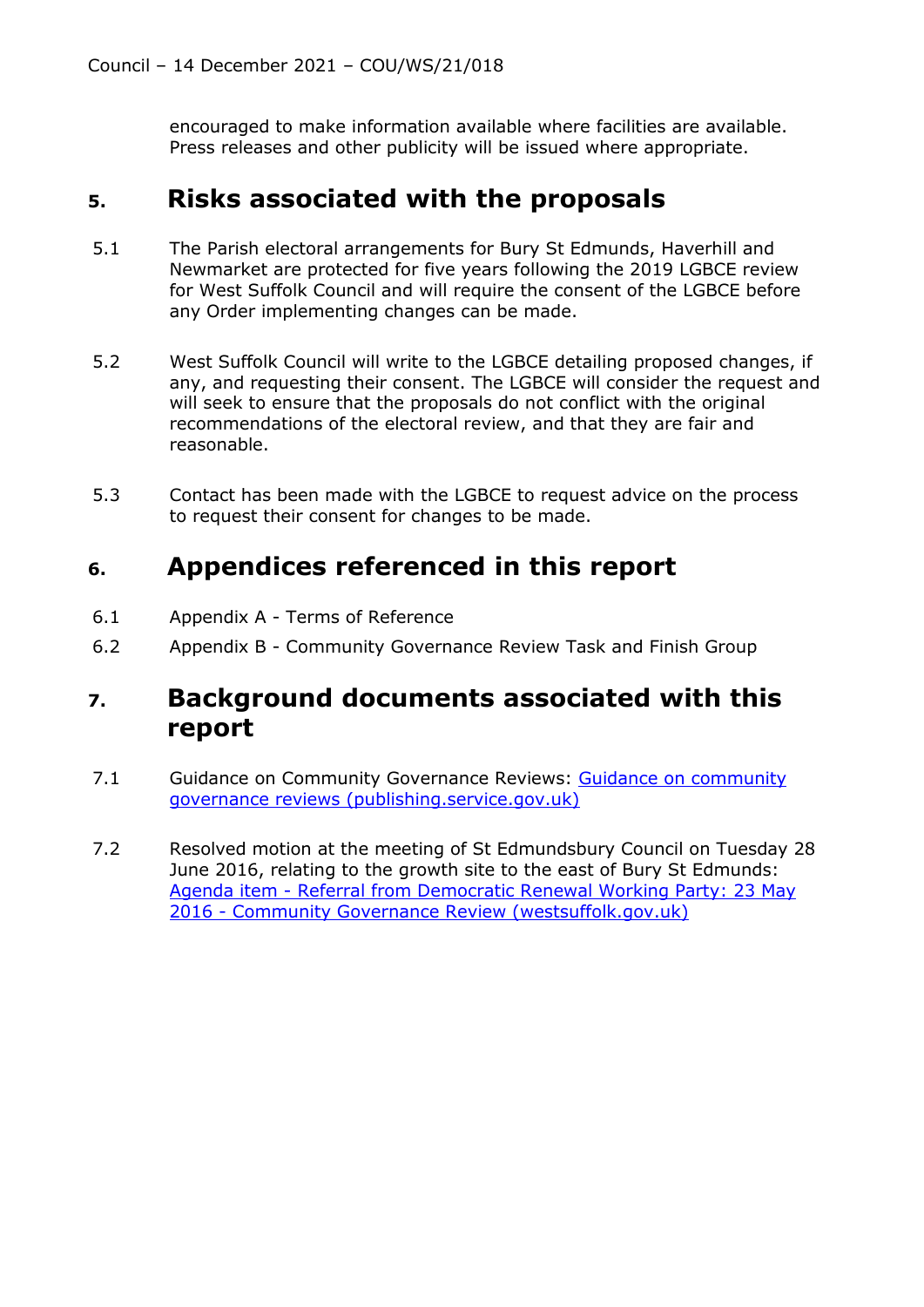encouraged to make information available where facilities are available. Press releases and other publicity will be issued where appropriate.

## 5. Risks associated with the proposals

5.1 The Parish electoral arrangements for Bury St Edmunds, Haverhill and Newmarket are protected for five years following the 2019 LGBCE review for West Suffolk Council and will require the consent of the LGBCE before any Order implementing changes can be made.

5.2 West Suffolk Council will write to the LGBCE detailing proposed changes, if any, and requesting their consent. The LGBCE will consider the request and will seek to ensure that the proposals do not conflict with the original recommendations of the electoral review, and that they are fair and reasonable.

5.3 Contact has been made with the LGBCE to request advice on the process to request their consent for changes to be made.

## 6. Appendices referenced in this report

6.1 Appendix A - Terms of Reference

6.2 Appendix B - Community Governance Review Task and Finish Group

## 7. Background documents associated with this report

7.1 Guidance on Community Governance Reviews: [Guidance on community governance reviews (publishing.service.gov.uk)]

7.2 Resolved motion at the meeting of St Edmundsbury Council on Tuesday 28 June 2016, relating to the growth site to the east of Bury St Edmunds: [Agenda item - Referral from Democratic Renewal Working Party: 23 May 2016 - Community Governance Review (westsuffolk.gov.uk)]